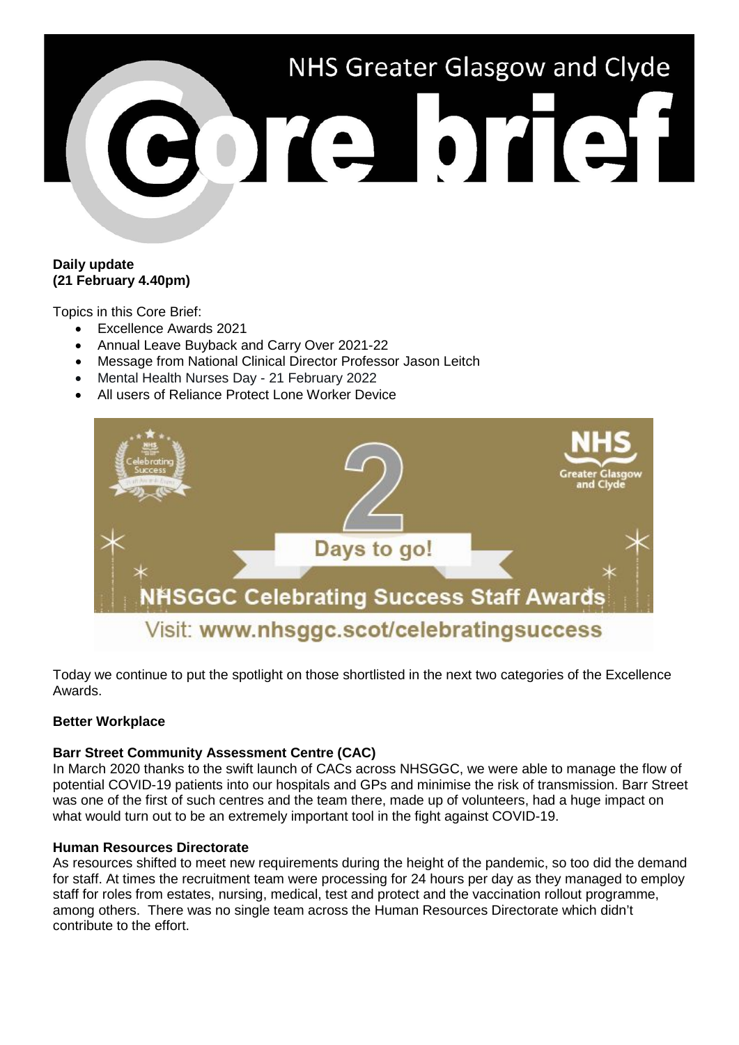# NHS Greater Glasgow and Clyde Core brief

**Daily update**
**(21 February 4.40pm)**

Topics in this Core Brief:

- Excellence Awards 2021
- Annual Leave Buyback and Carry Over 2021-22
- Message from National Clinical Director Professor Jason Leitch
- Mental Health Nurses Day - 21 February 2022
- All users of Reliance Protect Lone Worker Device

2 Days to go!

NHSGGC Celebrating Success Staff Awards

Visit: www.nhsggc.scot/celebratingsuccess

Today we continue to put the spotlight on those shortlisted in the next two categories of the Excellence Awards.

**Better Workplace**

**Barr Street Community Assessment Centre (CAC)**

In March 2020 thanks to the swift launch of CACs across NHSGGC, we were able to manage the flow of potential COVID-19 patients into our hospitals and GPs and minimise the risk of transmission. Barr Street was one of the first of such centres and the team there, made up of volunteers, had a huge impact on what would turn out to be an extremely important tool in the fight against COVID-19.

**Human Resources Directorate**

As resources shifted to meet new requirements during the height of the pandemic, so too did the demand for staff. At times the recruitment team were processing for 24 hours per day as they managed to employ staff for roles from estates, nursing, medical, test and protect and the vaccination rollout programme, among others. There was no single team across the Human Resources Directorate which didn't contribute to the effort.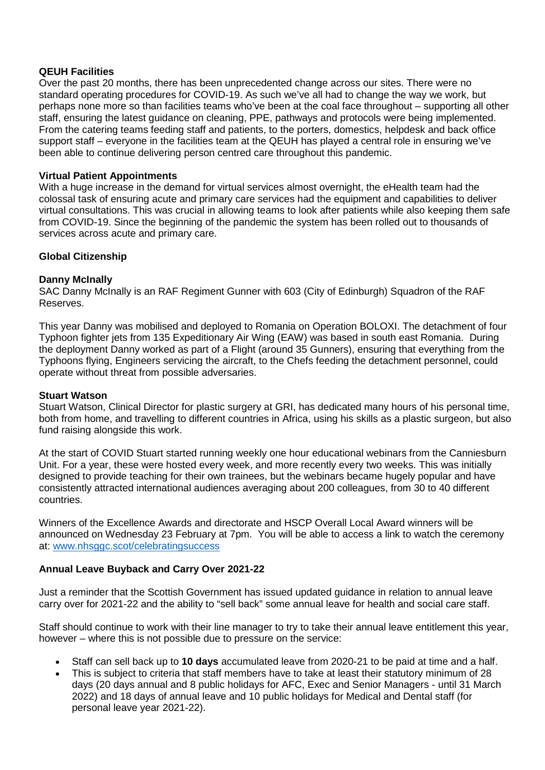**QEUH Facilities**
Over the past 20 months, there has been unprecedented change across our sites. There were no standard operating procedures for COVID-19. As such we've all had to change the way we work, but perhaps none more so than facilities teams who've been at the coal face throughout – supporting all other staff, ensuring the latest guidance on cleaning, PPE, pathways and protocols were being implemented. From the catering teams feeding staff and patients, to the porters, domestics, helpdesk and back office support staff – everyone in the facilities team at the QEUH has played a central role in ensuring we've been able to continue delivering person centred care throughout this pandemic.

**Virtual Patient Appointments**
With a huge increase in the demand for virtual services almost overnight, the eHealth team had the colossal task of ensuring acute and primary care services had the equipment and capabilities to deliver virtual consultations. This was crucial in allowing teams to look after patients while also keeping them safe from COVID-19. Since the beginning of the pandemic the system has been rolled out to thousands of services across acute and primary care.

**Global Citizenship**

**Danny McInally**
SAC Danny McInally is an RAF Regiment Gunner with 603 (City of Edinburgh) Squadron of the RAF Reserves.

This year Danny was mobilised and deployed to Romania on Operation BOLOXI. The detachment of four Typhoon fighter jets from 135 Expeditionary Air Wing (EAW) was based in south east Romania. During the deployment Danny worked as part of a Flight (around 35 Gunners), ensuring that everything from the Typhoons flying, Engineers servicing the aircraft, to the Chefs feeding the detachment personnel, could operate without threat from possible adversaries.

**Stuart Watson**
Stuart Watson, Clinical Director for plastic surgery at GRI, has dedicated many hours of his personal time, both from home, and travelling to different countries in Africa, using his skills as a plastic surgeon, but also fund raising alongside this work.

At the start of COVID Stuart started running weekly one hour educational webinars from the Canniesburn Unit. For a year, these were hosted every week, and more recently every two weeks. This was initially designed to provide teaching for their own trainees, but the webinars became hugely popular and have consistently attracted international audiences averaging about 200 colleagues, from 30 to 40 different countries.

Winners of the Excellence Awards and directorate and HSCP Overall Local Award winners will be announced on Wednesday 23 February at 7pm. You will be able to access a link to watch the ceremony at: [www.nhsggc.scot/celebratingsuccess](http://www.nhsggc.scot/celebratingsuccess)

**Annual Leave Buyback and Carry Over 2021-22**

Just a reminder that the Scottish Government has issued updated guidance in relation to annual leave carry over for 2021-22 and the ability to "sell back" some annual leave for health and social care staff.

Staff should continue to work with their line manager to try to take their annual leave entitlement this year, however – where this is not possible due to pressure on the service:

- Staff can sell back up to **10 days** accumulated leave from 2020-21 to be paid at time and a half.
- This is subject to criteria that staff members have to take at least their statutory minimum of 28 days (20 days annual and 8 public holidays for AFC, Exec and Senior Managers - until 31 March 2022) and 18 days of annual leave and 10 public holidays for Medical and Dental staff (for personal leave year 2021-22).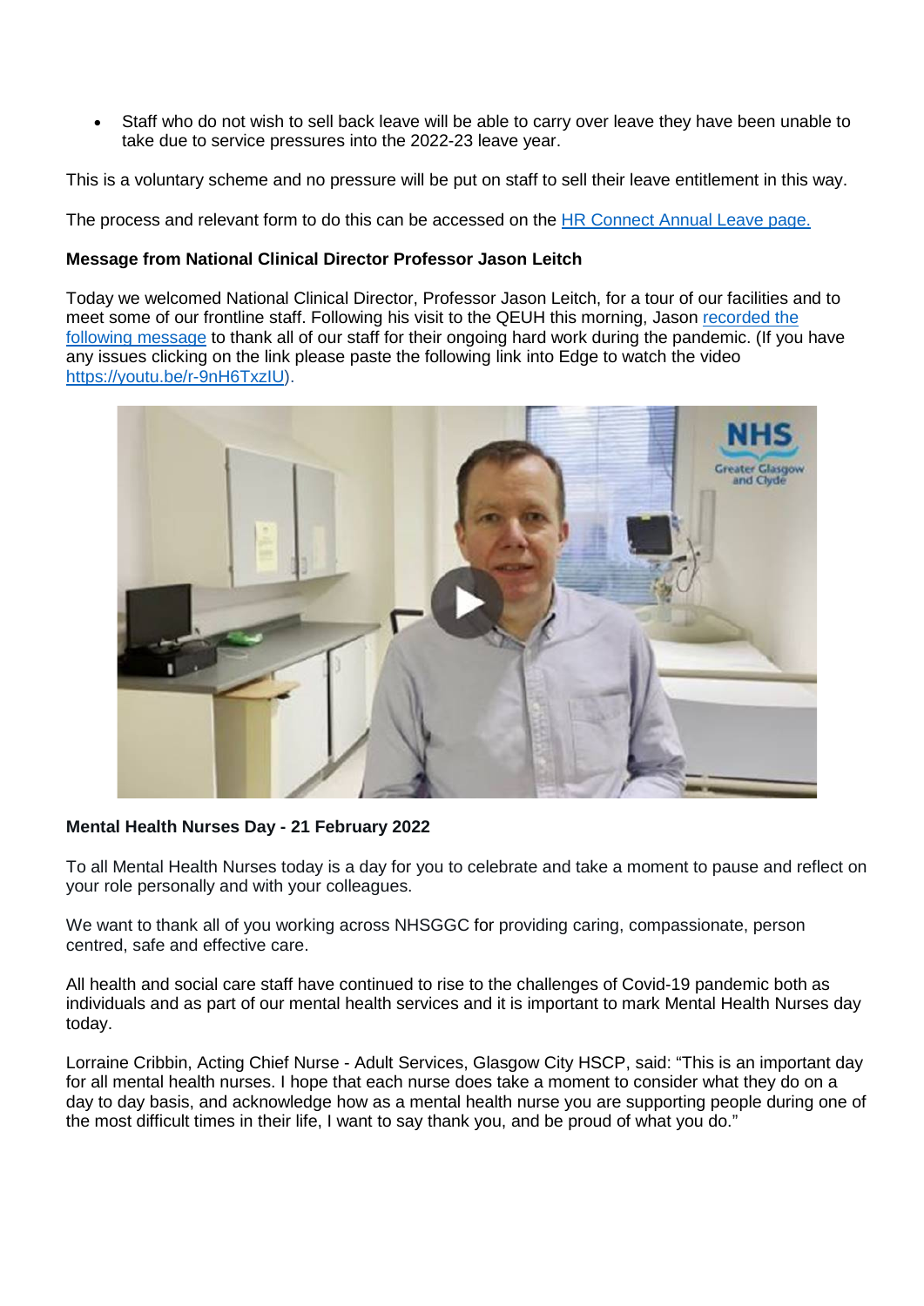- Staff who do not wish to sell back leave will be able to carry over leave they have been unable to take due to service pressures into the 2022-23 leave year.

This is a voluntary scheme and no pressure will be put on staff to sell their leave entitlement in this way.

The process and relevant form to do this can be accessed on the HR Connect Annual Leave page.

**Message from National Clinical Director Professor Jason Leitch**

Today we welcomed National Clinical Director, Professor Jason Leitch, for a tour of our facilities and to meet some of our frontline staff. Following his visit to the QEUH this morning, Jason recorded the following message to thank all of our staff for their ongoing hard work during the pandemic. (If you have any issues clicking on the link please paste the following link into Edge to watch the video https://youtu.be/r-9nH6TxzIU).

**Mental Health Nurses Day - 21 February 2022**

To all Mental Health Nurses today is a day for you to celebrate and take a moment to pause and reflect on your role personally and with your colleagues.

We want to thank all of you working across NHSGGC for providing caring, compassionate, person centred, safe and effective care.

All health and social care staff have continued to rise to the challenges of Covid-19 pandemic both as individuals and as part of our mental health services and it is important to mark Mental Health Nurses day today.

Lorraine Cribbin, Acting Chief Nurse - Adult Services, Glasgow City HSCP, said: "This is an important day for all mental health nurses. I hope that each nurse does take a moment to consider what they do on a day to day basis, and acknowledge how as a mental health nurse you are supporting people during one of the most difficult times in their life, I want to say thank you, and be proud of what you do."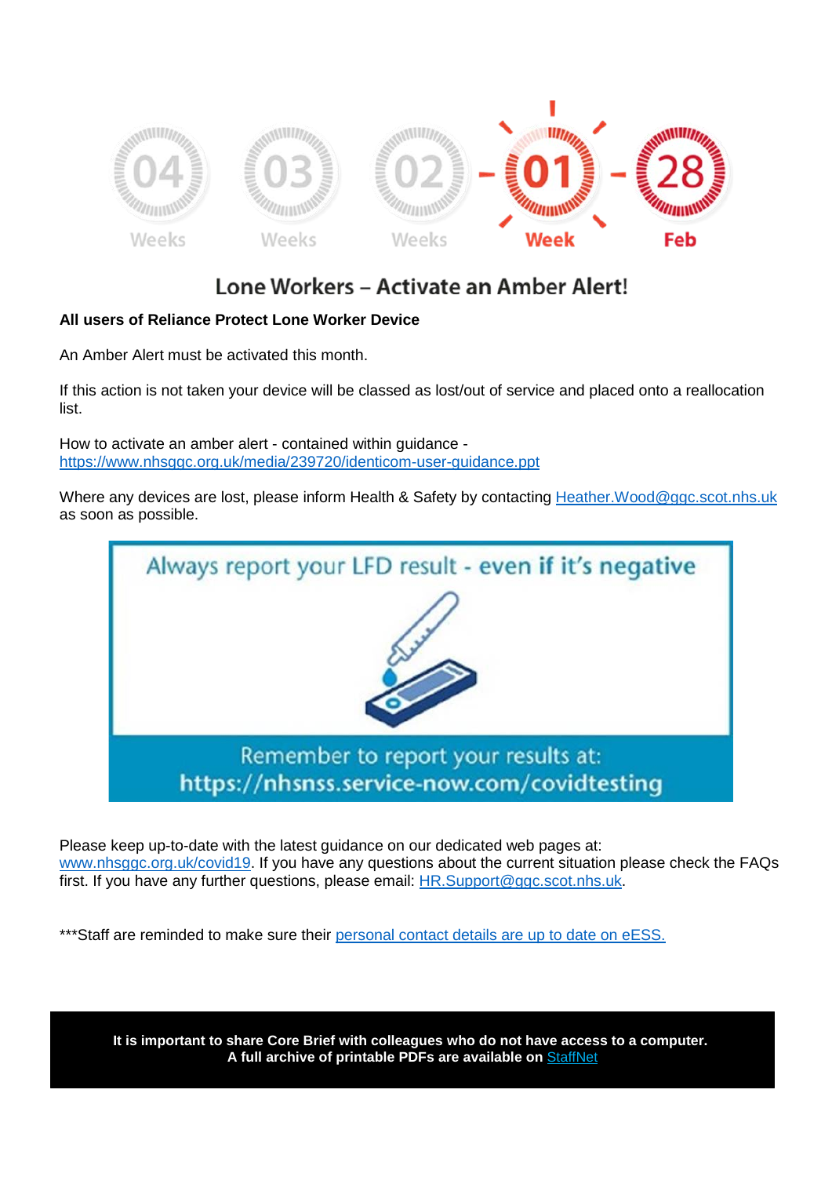04 Weeks - 03 Weeks - 02 Weeks - 01 Week - 28 Feb

## Lone Workers – Activate an Amber Alert!

**All users of Reliance Protect Lone Worker Device**

An Amber Alert must be activated this month.

If this action is not taken your device will be classed as lost/out of service and placed onto a reallocation list.

How to activate an amber alert - contained within guidance - https://www.nhsggc.org.uk/media/239720/identicom-user-guidance.ppt

Where any devices are lost, please inform Health & Safety by contacting Heather.Wood@ggc.scot.nhs.uk as soon as possible.

Always report your LFD result - **even if it's negative**

Remember to report your results at: https://nhsnss.service-now.com/covidtesting

Please keep up-to-date with the latest guidance on our dedicated web pages at: www.nhsggc.org.uk/covid19. If you have any questions about the current situation please check the FAQs first. If you have any further questions, please email: HR.Support@ggc.scot.nhs.uk.

***Staff are reminded to make sure their personal contact details are up to date on eESS.

**It is important to share Core Brief with colleagues who do not have access to a computer.**
**A full archive of printable PDFs are available on StaffNet**